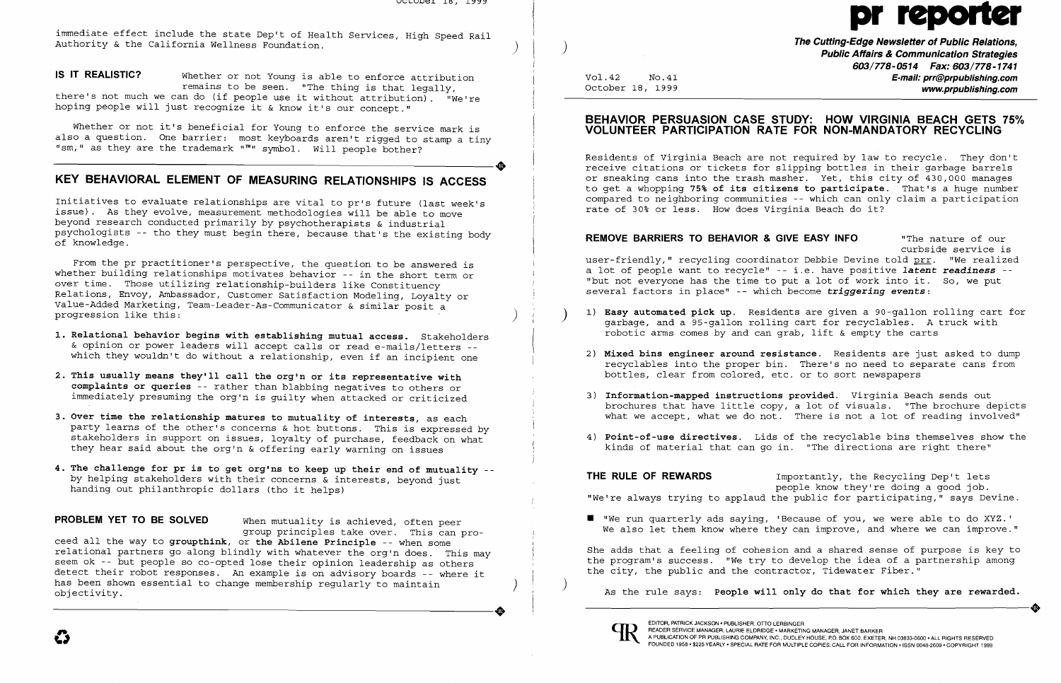immediate effect include the state Dep't of Health Services, High Speed Rail Authority & the California Wellness Foundation.

**IS IT REALISTIC?** Whether or not Young is able to enforce attribution remains to be seen. "The thing is that legally, there's not much we can do (if people use it without attribution). "We're hoping people will just recognize it & know it's our concept."

Whether or not it's beneficial for Young to enforce the service mark is also a question. One barrier: most keyboards aren't rigged to stamp a tiny "sm," as they are the trademark "™" symbol. Will people bother?

## KEY BEHAVIORAL ELEMENT OF MEASURING RELATIONSHIPS IS ACCESS

Initiatives to evaluate relationships are vital to pr's future (last week's issue). As they evolve, measurement methodologies will be able to move beyond research conducted primarily by psychotherapists & industrial psychologists -- tho they must begin there, because that's the existing body of knowledge.

From the pr practitioner's perspective, the question to be answered is whether building relationships motivates behavior -- in the short term or over time. Those utilizing relationship-builders like Constituency Relations, Envoy, Ambassador, Customer Satisfaction Modeling, Loyalty or Value-Added Marketing, Team-Leader-As-Communicator & similar posit a progression like this:

1. **Relational behavior begins with establishing mutual access.** Stakeholders & opinion or power leaders will accept calls or read e-mails/letters -- which they wouldn't do without a relationship, even if an incipient one
2. **This usually means they'll call the org'n or its representative with complaints or queries** -- rather than blabbing negatives to others or immediately presuming the org'n is guilty when attacked or criticized
3. **Over time the relationship matures to mutuality of interests**, as each party learns of the other's concerns & hot buttons. This is expressed by stakeholders in support on issues, loyalty of purchase, feedback on what they hear said about the org'n & offering early warning on issues
4. **The challenge for pr is to get org'ns to keep up their end of mutuality** -- by helping stakeholders with their concerns & interests, beyond just handing out philanthropic dollars (tho it helps)

**PROBLEM YET TO BE SOLVED** When mutuality is achieved, often peer group principles take over. This can proceed all the way to **groupthink**, or **the Abilene Principle** -- when some relational partners go along blindly with whatever the org'n does. This may seem ok -- but people so co-opted lose their opinion leadership as others detect their robot responses. An example is on advisory boards -- where it has been shown essential to change membership regularly to maintain objectivity.

## BEHAVIOR PERSUASION CASE STUDY: HOW VIRGINIA BEACH GETS 75% VOLUNTEER PARTICIPATION RATE FOR NON-MANDATORY RECYCLING

Residents of Virginia Beach are not required by law to recycle. They don't receive citations or tickets for slipping bottles in their garbage barrels or sneaking cans into the trash masher. Yet, this city of 430,000 manages to get a whopping **75% of its citizens to participate**. That's a huge number compared to neighboring communities -- which can only claim a participation rate of 30% or less. How does Virginia Beach do it?

**REMOVE BARRIERS TO BEHAVIOR & GIVE EASY INFO** "The nature of our curbside service is user-friendly," recycling coordinator Debbie Devine told prr. "We realized a lot of people want to recycle" -- i.e. have positive ***latent readiness*** -- "but not everyone has the time to put a lot of work into it. So, we put several factors in place" -- which become ***triggering events***:

1) **Easy automated pick up.** Residents are given a 90-gallon rolling cart for garbage, and a 95-gallon rolling cart for recyclables. A truck with robotic arms comes by and can grab, lift & empty the carts

2) **Mixed bins engineer around resistance.** Residents are just asked to dump recyclables into the proper bin. There's no need to separate cans from bottles, clear from colored, etc. or to sort newspapers

3) **Information-mapped instructions provided.** Virginia Beach sends out brochures that have little copy, a lot of visuals. "The brochure depicts what we accept, what we do not. There is not a lot of reading involved"

4) **Point-of-use directives.** Lids of the recyclable bins themselves show the kinds of material that can go in. "The directions are right there"

**THE RULE OF REWARDS** Importantly, the Recycling Dep't lets people know they're doing a good job. "We're always trying to applaud the public for participating," says Devine.

- "We run quarterly ads saying, 'Because of you, we were able to do XYZ.' We also let them know where they can improve, and where we can improve."

She adds that a feeling of cohesion and a shared sense of purpose is key to the program's success. "We try to develop the idea of a partnership among the city, the public and the contractor, Tidewater Fiber."

As the rule says: **People will only do that for which they are rewarded.**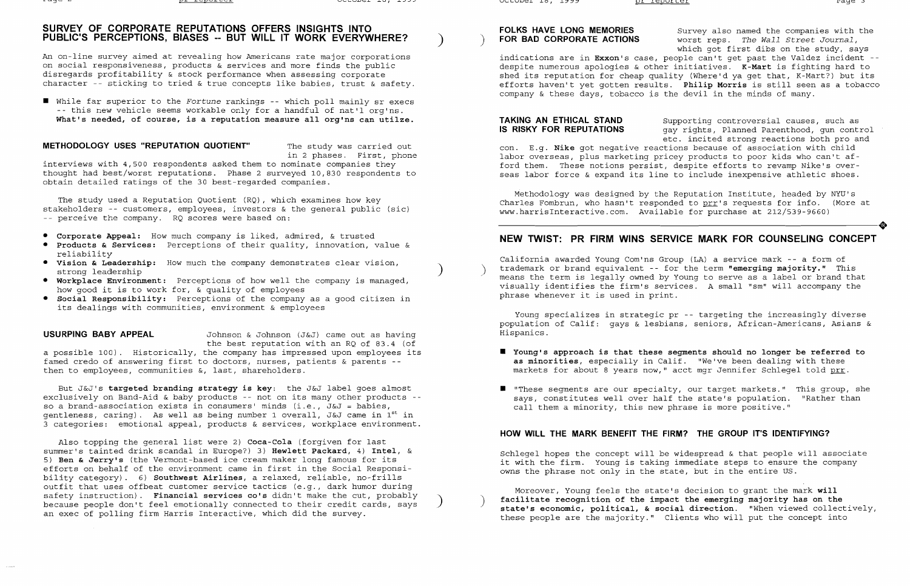## SURVEY OF CORPORATE REPUTATIONS OFFERS INSIGHTS INTO PUBLIC'S PERCEPTIONS, BIASES -- BUT WILL IT WORK EVERYWHERE?

An on-line survey aimed at revealing how Americans rate major corporations on social responsiveness, products & services and more finds the public disregards profitability & stock performance when assessing corporate character -- sticking to tried & true concepts like babies, trust & safety.

- While far superior to the *Fortune* rankings -- which poll mainly sr execs -- this new vehicle seems workable only for a handful of nat'l org'ns. **What's needed, of course, is a reputation measure all org'ns can utilze.**

**METHODOLOGY USES "REPUTATION QUOTIENT"** The study was carried out in 2 phases. First, phone interviews with 4,500 respondents asked them to nominate companies they thought had best/worst reputations. Phase 2 surveyed 10,830 respondents to obtain detailed ratings of the 30 best-regarded companies.

The study used a Reputation Quotient (RQ), which examines how key stakeholders -- customers, employees, investors & the general public (sic) -- perceive the company. RQ scores were based on:

- **Corporate Appeal:** How much company is liked, admired, & trusted
- **Products & Services:** Perceptions of their quality, innovation, value & reliability
- **Vision & Leadership:** How much the company demonstrates clear vision, strong leadership
- **Workplace Environment:** Perceptions of how well the company is managed, how good it is to work for, & quality of employees
- **Social Responsibility:** Perceptions of the company as a good citizen in its dealings with communities, environment & employees

**USURPING BABY APPEAL** Johnson & Johnson (J&J) came out as having the best reputation with an RQ of 83.4 (of a possible 100). Historically, the company has impressed upon employees its famed credo of answering first to doctors, nurses, patients & parents -- then to employees, communities &, last, shareholders.

But J&J's **targeted branding strategy is key**: the J&J label goes almost exclusively on Band-Aid & baby products -- not on its many other products -- so a brand-association exists in consumers' minds (i.e., J&J = babies, gentleness, caring). As well as being number 1 overall, J&J came in 1st in 3 categories: emotional appeal, products & services, workplace environment.

Also topping the general list were 2) **Coca-Cola** (forgiven for last summer's tainted drink scandal in Europe?) 3) **Hewlett Packard**, 4) **Intel**, & 5) **Ben & Jerry's** (the Vermont-based ice cream maker long famous for its efforts on behalf of the environment came in first in the Social Responsibility category). 6) **Southwest Airlines**, a relaxed, reliable, no-frills outfit that uses offbeat customer service tactics (e.g., dark humor during safety instruction). **Financial services co's** didn't make the cut, probably because people don't feel emotionally connected to their credit cards, says an exec of polling firm Harris Interactive, which did the survey.

**FOLKS HAVE LONG MEMORIES FOR BAD CORPORATE ACTIONS** Survey also named the companies with the worst reps. *The Wall Street Journal*, which got first dibs on the study, says indications are in **Exxon**'s case, people can't get past the Valdez incident -- despite numerous apologies & other initiatives. **K-Mart** is fighting hard to shed its reputation for cheap quality (Where'd ya get that, K-Mart?) but its efforts haven't yet gotten results. **Philip Morris** is still seen as a tobacco company & these days, tobacco is the devil in the minds of many.

**TAKING AN ETHICAL STAND IS RISKY FOR REPUTATIONS** Supporting controversial causes, such as gay rights, Planned Parenthood, gun control etc. incited strong reactions both pro and con. E.g. **Nike** got negative reactions because of association with child labor overseas, plus marketing pricey products to poor kids who can't afford them. These notions persist, despite efforts to revamp Nike's overseas labor force & expand its line to include inexpensive athletic shoes.

Methodology was designed by the Reputation Institute, headed by NYU's Charles Fombrun, who hasn't responded to prr's requests for info. (More at www.harrisInteractive.com. Available for purchase at 212/539-9660)

## NEW TWIST: PR FIRM WINS SERVICE MARK FOR COUNSELING CONCEPT

California awarded Young Com'ns Group (LA) a service mark -- a form of trademark or brand equivalent -- for the term **"emerging majority."** This means the term is legally owned by Young to serve as a label or brand that visually identifies the firm's services. A small "sm" will accompany the phrase whenever it is used in print.

Young specializes in strategic pr -- targeting the increasingly diverse population of Calif: gays & lesbians, seniors, African-Americans, Asians & Hispanics.

- **Young's approach is that these segments should no longer be referred to as minorities**, especially in Calif. "We've been dealing with these markets for about 8 years now," acct mgr Jennifer Schlegel told prr.
- "These segments are our specialty, our target markets." This group, she says, constitutes well over half the state's population. "Rather than call them a minority, this new phrase is more positive."

**HOW WILL THE MARK BENEFIT THE FIRM? THE GROUP IT'S IDENTIFYING?**

Schlegel hopes the concept will be widespread & that people will associate it with the firm. Young is taking immediate steps to ensure the company owns the phrase not only in the state, but in the entire US.

Moreover, Young feels the state's decision to grant the mark **will facilitate recognition of the impact the emerging majority has on the state's economic, political, & social direction.** "When viewed collectively, these people are the majority." Clients who will put the concept into